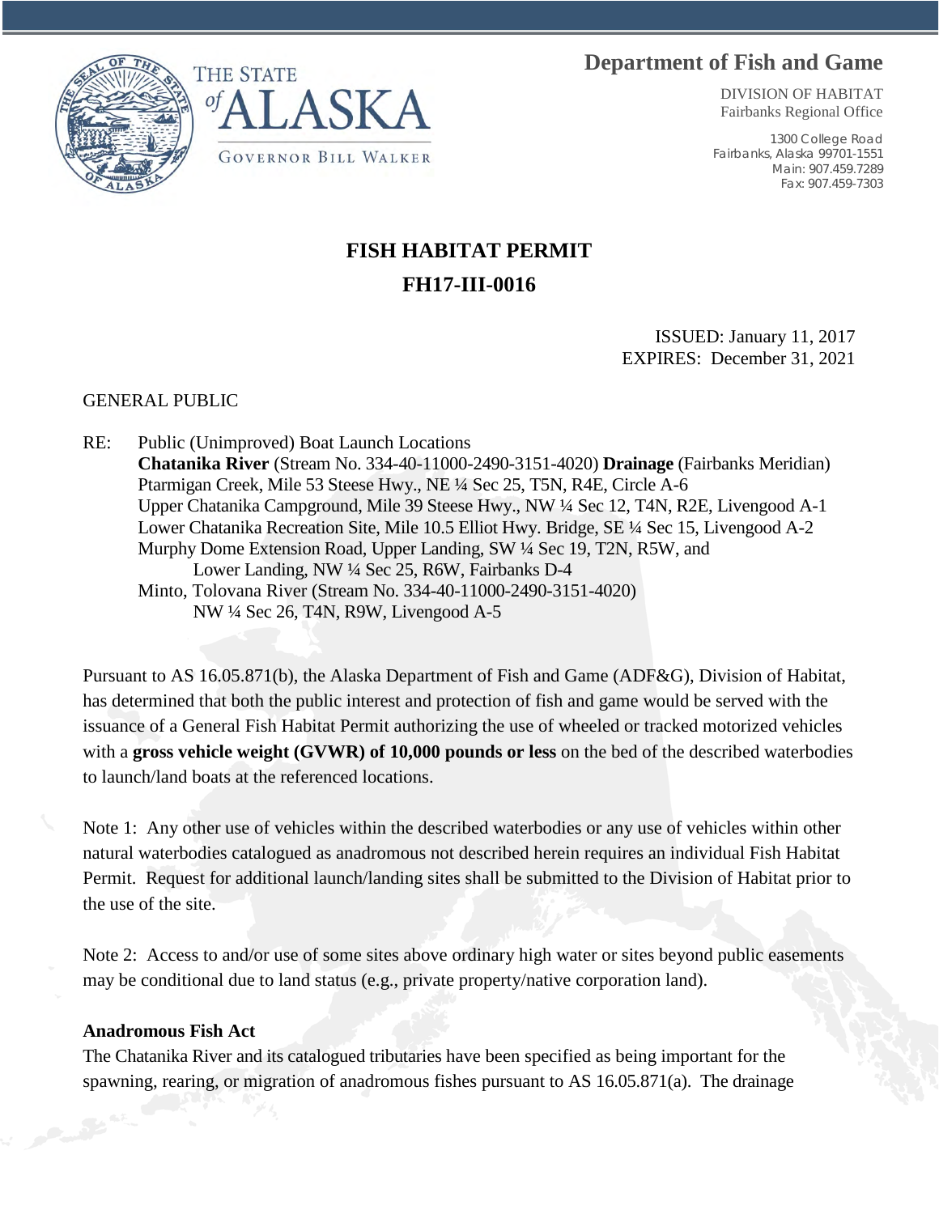THE STATE of ALASKA

GOVERNOR BILL WALKER

**Department of Fish and Game**

DIVISION OF HABITAT
Fairbanks Regional Office

1300 College Road
Fairbanks, Alaska 99701-1551
Main: 907.459.7289
Fax: 907.459-7303

# FISH HABITAT PERMIT

# FH17-III-0016

ISSUED: January 11, 2017
EXPIRES: December 31, 2021

GENERAL PUBLIC

RE: Public (Unimproved) Boat Launch Locations
**Chatanika River** (Stream No. 334-40-11000-2490-3151-4020) **Drainage** (Fairbanks Meridian)
Ptarmigan Creek, Mile 53 Steese Hwy., NE ¼ Sec 25, T5N, R4E, Circle A-6
Upper Chatanika Campground, Mile 39 Steese Hwy., NW ¼ Sec 12, T4N, R2E, Livengood A-1
Lower Chatanika Recreation Site, Mile 10.5 Elliot Hwy. Bridge, SE ¼ Sec 15, Livengood A-2
Murphy Dome Extension Road, Upper Landing, SW ¼ Sec 19, T2N, R5W, and
Lower Landing, NW ¼ Sec 25, R6W, Fairbanks D-4
Minto, Tolovana River (Stream No. 334-40-11000-2490-3151-4020)
NW ¼ Sec 26, T4N, R9W, Livengood A-5

Pursuant to AS 16.05.871(b), the Alaska Department of Fish and Game (ADF&G), Division of Habitat, has determined that both the public interest and protection of fish and game would be served with the issuance of a General Fish Habitat Permit authorizing the use of wheeled or tracked motorized vehicles with a **gross vehicle weight (GVWR) of 10,000 pounds or less** on the bed of the described waterbodies to launch/land boats at the referenced locations.

Note 1: Any other use of vehicles within the described waterbodies or any use of vehicles within other natural waterbodies catalogued as anadromous not described herein requires an individual Fish Habitat Permit. Request for additional launch/landing sites shall be submitted to the Division of Habitat prior to the use of the site.

Note 2: Access to and/or use of some sites above ordinary high water or sites beyond public easements may be conditional due to land status (e.g., private property/native corporation land).

**Anadromous Fish Act**

The Chatanika River and its catalogued tributaries have been specified as being important for the spawning, rearing, or migration of anadromous fishes pursuant to AS 16.05.871(a). The drainage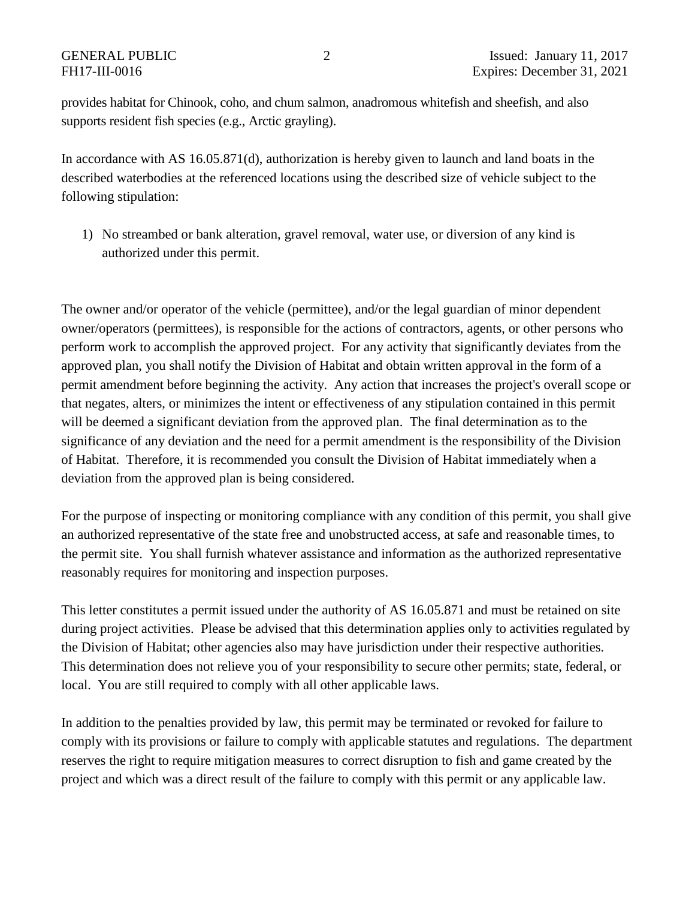provides habitat for Chinook, coho, and chum salmon, anadromous whitefish and sheefish, and also supports resident fish species (e.g., Arctic grayling).

In accordance with AS 16.05.871(d), authorization is hereby given to launch and land boats in the described waterbodies at the referenced locations using the described size of vehicle subject to the following stipulation:

1) No streambed or bank alteration, gravel removal, water use, or diversion of any kind is authorized under this permit.

The owner and/or operator of the vehicle (permittee), and/or the legal guardian of minor dependent owner/operators (permittees), is responsible for the actions of contractors, agents, or other persons who perform work to accomplish the approved project. For any activity that significantly deviates from the approved plan, you shall notify the Division of Habitat and obtain written approval in the form of a permit amendment before beginning the activity. Any action that increases the project's overall scope or that negates, alters, or minimizes the intent or effectiveness of any stipulation contained in this permit will be deemed a significant deviation from the approved plan. The final determination as to the significance of any deviation and the need for a permit amendment is the responsibility of the Division of Habitat. Therefore, it is recommended you consult the Division of Habitat immediately when a deviation from the approved plan is being considered.

For the purpose of inspecting or monitoring compliance with any condition of this permit, you shall give an authorized representative of the state free and unobstructed access, at safe and reasonable times, to the permit site. You shall furnish whatever assistance and information as the authorized representative reasonably requires for monitoring and inspection purposes.

This letter constitutes a permit issued under the authority of AS 16.05.871 and must be retained on site during project activities. Please be advised that this determination applies only to activities regulated by the Division of Habitat; other agencies also may have jurisdiction under their respective authorities. This determination does not relieve you of your responsibility to secure other permits; state, federal, or local. You are still required to comply with all other applicable laws.

In addition to the penalties provided by law, this permit may be terminated or revoked for failure to comply with its provisions or failure to comply with applicable statutes and regulations. The department reserves the right to require mitigation measures to correct disruption to fish and game created by the project and which was a direct result of the failure to comply with this permit or any applicable law.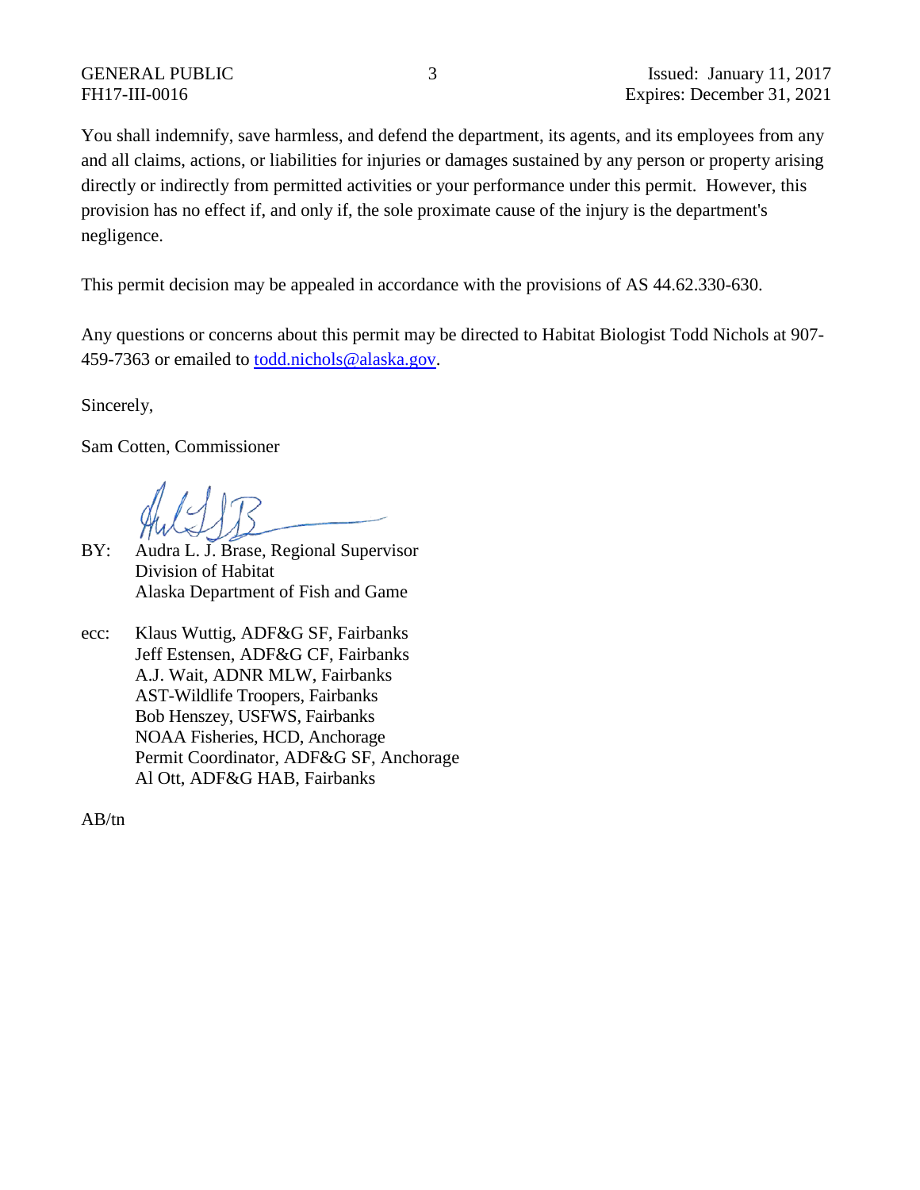You shall indemnify, save harmless, and defend the department, its agents, and its employees from any and all claims, actions, or liabilities for injuries or damages sustained by any person or property arising directly or indirectly from permitted activities or your performance under this permit. However, this provision has no effect if, and only if, the sole proximate cause of the injury is the department's negligence.

This permit decision may be appealed in accordance with the provisions of AS 44.62.330-630.

Any questions or concerns about this permit may be directed to Habitat Biologist Todd Nichols at 907-459-7363 or emailed to todd.nichols@alaska.gov.

Sincerely,

Sam Cotten, Commissioner

BY: Audra L. J. Brase, Regional Supervisor
Division of Habitat
Alaska Department of Fish and Game

ecc: Klaus Wuttig, ADF&G SF, Fairbanks
Jeff Estensen, ADF&G CF, Fairbanks
A.J. Wait, ADNR MLW, Fairbanks
AST-Wildlife Troopers, Fairbanks
Bob Henszey, USFWS, Fairbanks
NOAA Fisheries, HCD, Anchorage
Permit Coordinator, ADF&G SF, Anchorage
Al Ott, ADF&G HAB, Fairbanks

AB/tn